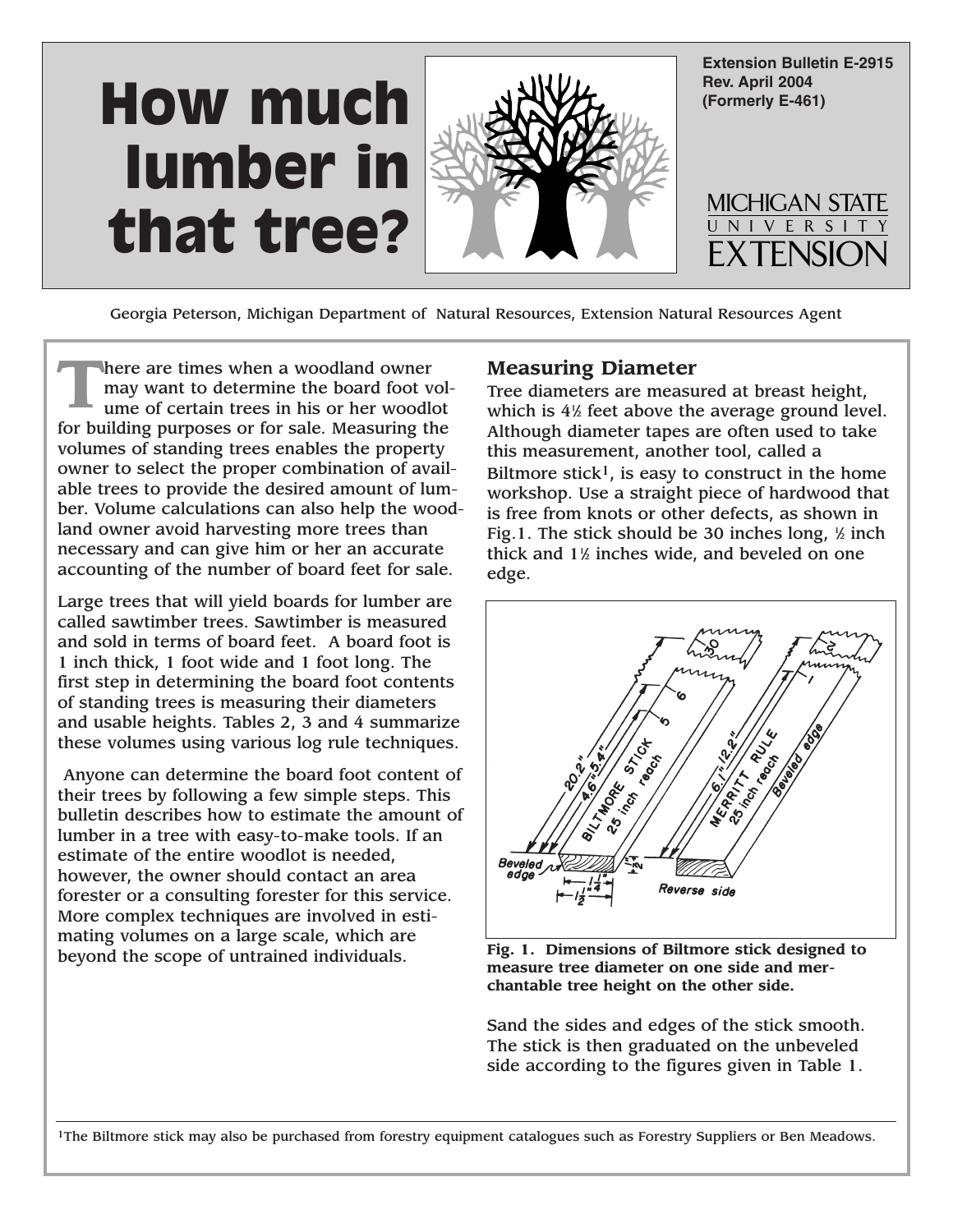# How much lumber in that tree?

Extension Bulletin E-2915
Rev. April 2004
(Formerly E-461)

MICHIGAN STATE UNIVERSITY EXTENSION

Georgia Peterson, Michigan Department of Natural Resources, Extension Natural Resources Agent

There are times when a woodland owner may want to determine the board foot volume of certain trees in his or her woodlot for building purposes or for sale. Measuring the volumes of standing trees enables the property owner to select the proper combination of available trees to provide the desired amount of lumber. Volume calculations can also help the woodland owner avoid harvesting more trees than necessary and can give him or her an accurate accounting of the number of board feet for sale.

Large trees that will yield boards for lumber are called sawtimber trees. Sawtimber is measured and sold in terms of board feet. A board foot is 1 inch thick, 1 foot wide and 1 foot long. The first step in determining the board foot contents of standing trees is measuring their diameters and usable heights. Tables 2, 3 and 4 summarize these volumes using various log rule techniques.

Anyone can determine the board foot content of their trees by following a few simple steps. This bulletin describes how to estimate the amount of lumber in a tree with easy-to-make tools. If an estimate of the entire woodlot is needed, however, the owner should contact an area forester or a consulting forester for this service. More complex techniques are involved in estimating volumes on a large scale, which are beyond the scope of untrained individuals.

## Measuring Diameter

Tree diameters are measured at breast height, which is 4½ feet above the average ground level. Although diameter tapes are often used to take this measurement, another tool, called a Biltmore stick[1], is easy to construct in the home workshop. Use a straight piece of hardwood that is free from knots or other defects, as shown in Fig.1. The stick should be 30 inches long, ½ inch thick and 1½ inches wide, and beveled on one edge.

**Fig. 1. Dimensions of Biltmore stick designed to measure tree diameter on one side and merchantable tree height on the other side.**

Sand the sides and edges of the stick smooth. The stick is then graduated on the unbeveled side according to the figures given in Table 1.

[1]The Biltmore stick may also be purchased from forestry equipment catalogues such as Forestry Suppliers or Ben Meadows.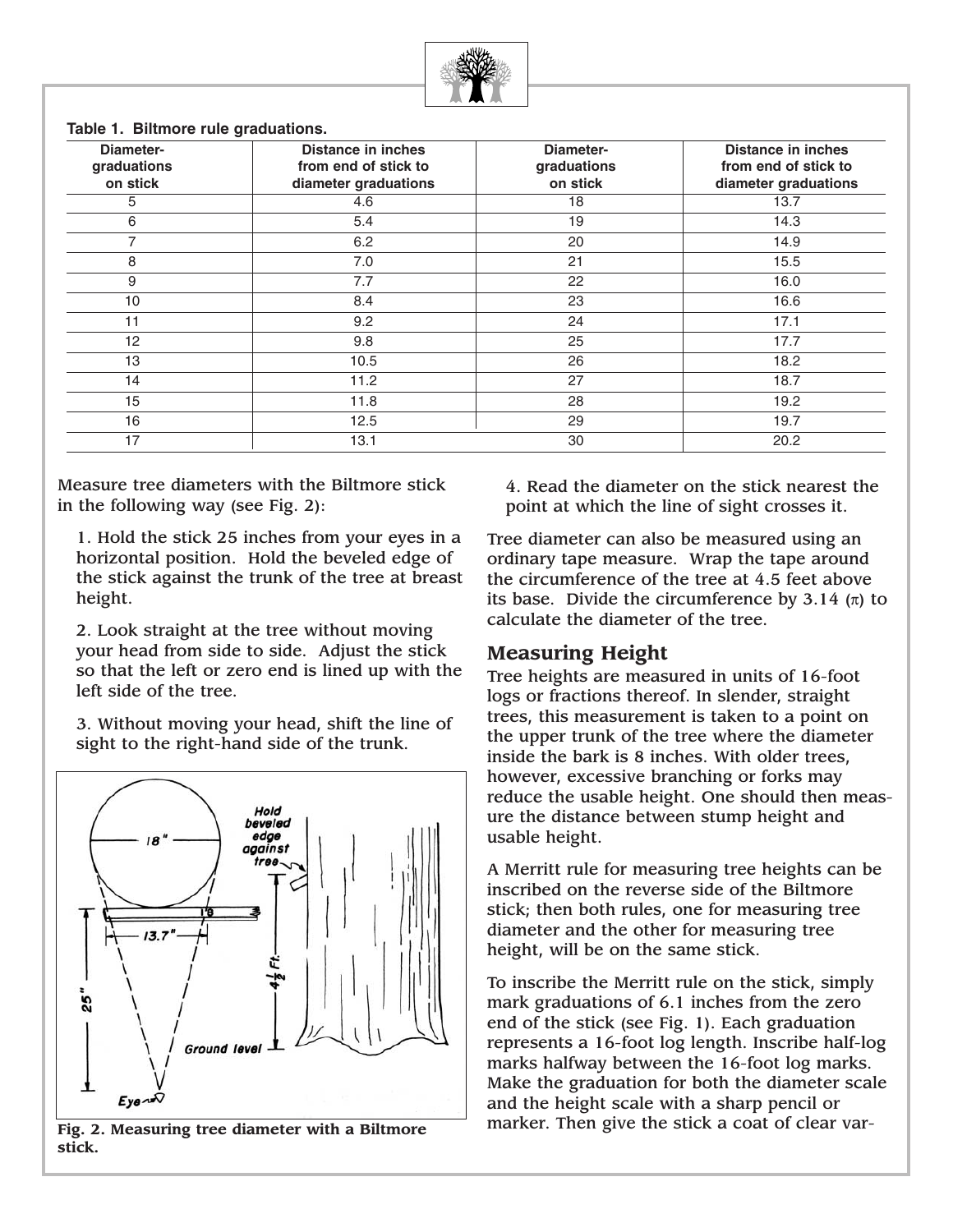**Table 1. Biltmore rule graduations.**

| Diameter-graduations on stick | Distance in inches from end of stick to diameter graduations | Diameter-graduations on stick | Distance in inches from end of stick to diameter graduations |
|---|---|---|---|
| 5 | 4.6 | 18 | 13.7 |
| 6 | 5.4 | 19 | 14.3 |
| 7 | 6.2 | 20 | 14.9 |
| 8 | 7.0 | 21 | 15.5 |
| 9 | 7.7 | 22 | 16.0 |
| 10 | 8.4 | 23 | 16.6 |
| 11 | 9.2 | 24 | 17.1 |
| 12 | 9.8 | 25 | 17.7 |
| 13 | 10.5 | 26 | 18.2 |
| 14 | 11.2 | 27 | 18.7 |
| 15 | 11.8 | 28 | 19.2 |
| 16 | 12.5 | 29 | 19.7 |
| 17 | 13.1 | 30 | 20.2 |

Measure tree diameters with the Biltmore stick in the following way (see Fig. 2):

1. Hold the stick 25 inches from your eyes in a horizontal position. Hold the beveled edge of the stick against the trunk of the tree at breast height.

2. Look straight at the tree without moving your head from side to side. Adjust the stick so that the left or zero end is lined up with the left side of the tree.

3. Without moving your head, shift the line of sight to the right-hand side of the trunk.

4. Read the diameter on the stick nearest the point at which the line of sight crosses it.

**Fig. 2. Measuring tree diameter with a Biltmore stick.**

Tree diameter can also be measured using an ordinary tape measure. Wrap the tape around the circumference of the tree at 4.5 feet above its base. Divide the circumference by 3.14 ($\pi$) to calculate the diameter of the tree.

## Measuring Height

Tree heights are measured in units of 16-foot logs or fractions thereof. In slender, straight trees, this measurement is taken to a point on the upper trunk of the tree where the diameter inside the bark is 8 inches. With older trees, however, excessive branching or forks may reduce the usable height. One should then measure the distance between stump height and usable height.

A Merritt rule for measuring tree heights can be inscribed on the reverse side of the Biltmore stick; then both rules, one for measuring tree diameter and the other for measuring tree height, will be on the same stick.

To inscribe the Merritt rule on the stick, simply mark graduations of 6.1 inches from the zero end of the stick (see Fig. 1). Each graduation represents a 16-foot log length. Inscribe half-log marks halfway between the 16-foot log marks. Make the graduation for both the diameter scale and the height scale with a sharp pencil or marker. Then give the stick a coat of clear var-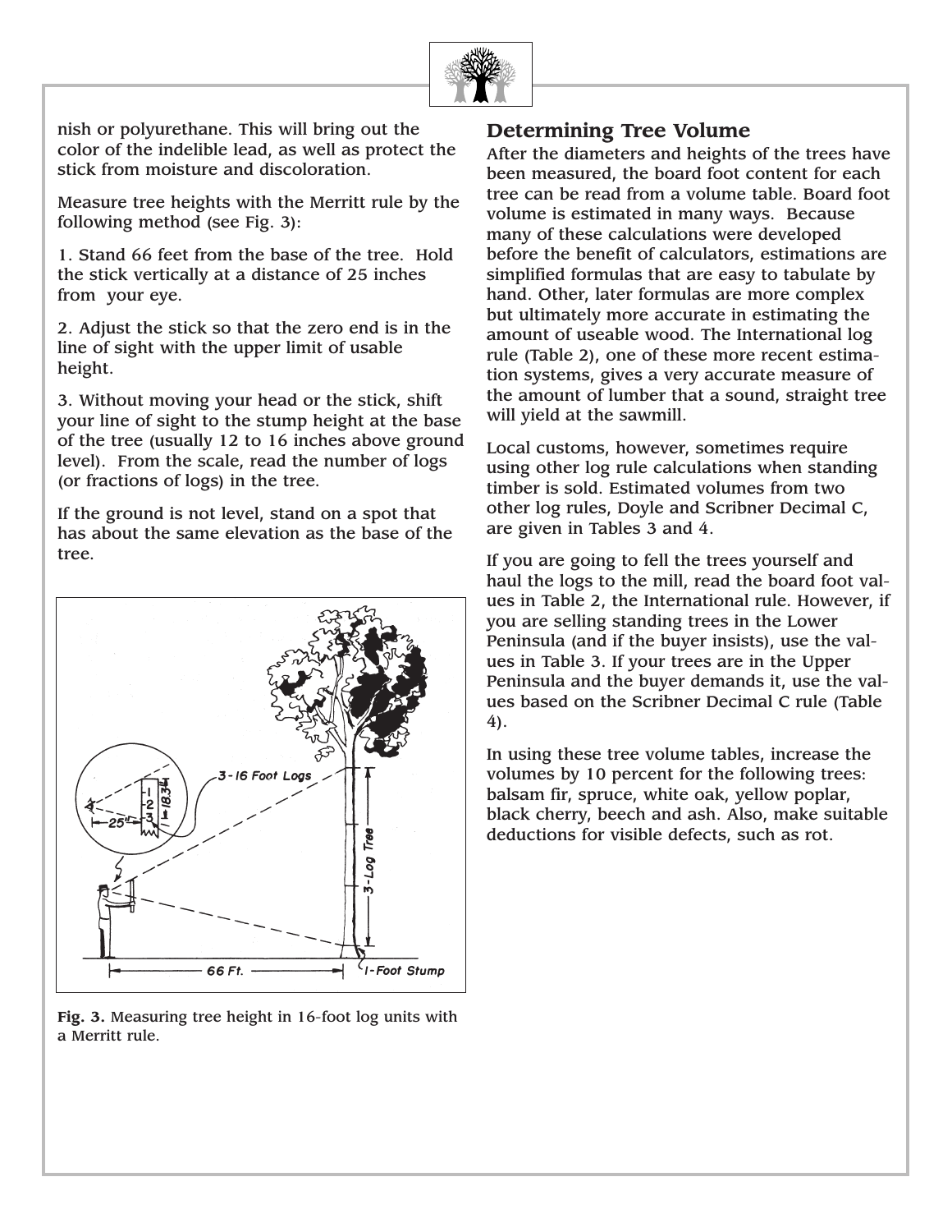nish or polyurethane. This will bring out the color of the indelible lead, as well as protect the stick from moisture and discoloration.

Measure tree heights with the Merritt rule by the following method (see Fig. 3):

1. Stand 66 feet from the base of the tree. Hold the stick vertically at a distance of 25 inches from your eye.

2. Adjust the stick so that the zero end is in the line of sight with the upper limit of usable height.

3. Without moving your head or the stick, shift your line of sight to the stump height at the base of the tree (usually 12 to 16 inches above ground level). From the scale, read the number of logs (or fractions of logs) in the tree.

If the ground is not level, stand on a spot that has about the same elevation as the base of the tree.

**Fig. 3.** Measuring tree height in 16-foot log units with a Merritt rule.

## Determining Tree Volume

After the diameters and heights of the trees have been measured, the board foot content for each tree can be read from a volume table. Board foot volume is estimated in many ways. Because many of these calculations were developed before the benefit of calculators, estimations are simplified formulas that are easy to tabulate by hand. Other, later formulas are more complex but ultimately more accurate in estimating the amount of useable wood. The International log rule (Table 2), one of these more recent estimation systems, gives a very accurate measure of the amount of lumber that a sound, straight tree will yield at the sawmill.

Local customs, however, sometimes require using other log rule calculations when standing timber is sold. Estimated volumes from two other log rules, Doyle and Scribner Decimal C, are given in Tables 3 and 4.

If you are going to fell the trees yourself and haul the logs to the mill, read the board foot values in Table 2, the International rule. However, if you are selling standing trees in the Lower Peninsula (and if the buyer insists), use the values in Table 3. If your trees are in the Upper Peninsula and the buyer demands it, use the values based on the Scribner Decimal C rule (Table 4).

In using these tree volume tables, increase the volumes by 10 percent for the following trees: balsam fir, spruce, white oak, yellow poplar, black cherry, beech and ash. Also, make suitable deductions for visible defects, such as rot.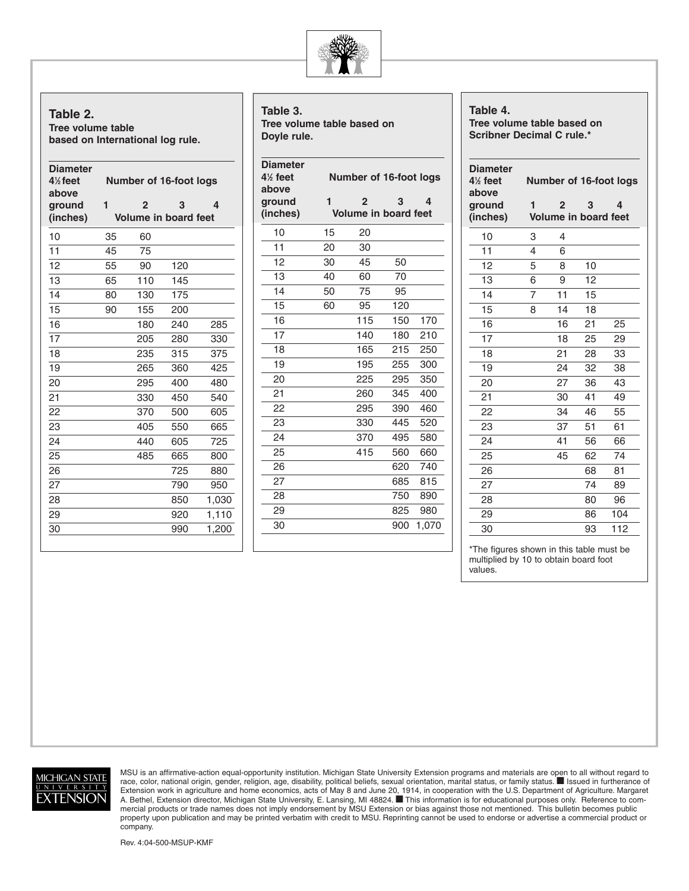**Table 2.**
**Tree volume table based on International log rule.**

| Diameter 4½ feet above ground (inches) | Number of 16-foot logs — Volume in board feet | | | |
|---|---|---|---|---|
| | 1 | 2 | 3 | 4 |
| 10 | 35 | 60 | | |
| 11 | 45 | 75 | | |
| 12 | 55 | 90 | 120 | |
| 13 | 65 | 110 | 145 | |
| 14 | 80 | 130 | 175 | |
| 15 | 90 | 155 | 200 | |
| 16 | | 180 | 240 | 285 |
| 17 | | 205 | 280 | 330 |
| 18 | | 235 | 315 | 375 |
| 19 | | 265 | 360 | 425 |
| 20 | | 295 | 400 | 480 |
| 21 | | 330 | 450 | 540 |
| 22 | | 370 | 500 | 605 |
| 23 | | 405 | 550 | 665 |
| 24 | | 440 | 605 | 725 |
| 25 | | 485 | 665 | 800 |
| 26 | | | 725 | 880 |
| 27 | | | 790 | 950 |
| 28 | | | 850 | 1,030 |
| 29 | | | 920 | 1,110 |
| 30 | | | 990 | 1,200 |

**Table 3.**
**Tree volume table based on Doyle rule.**

| Diameter 4½ feet above ground (inches) | Number of 16-foot logs — Volume in board feet | | | |
|---|---|---|---|---|
| | 1 | 2 | 3 | 4 |
| 10 | 15 | 20 | | |
| 11 | 20 | 30 | | |
| 12 | 30 | 45 | 50 | |
| 13 | 40 | 60 | 70 | |
| 14 | 50 | 75 | 95 | |
| 15 | 60 | 95 | 120 | |
| 16 | | 115 | 150 | 170 |
| 17 | | 140 | 180 | 210 |
| 18 | | 165 | 215 | 250 |
| 19 | | 195 | 255 | 300 |
| 20 | | 225 | 295 | 350 |
| 21 | | 260 | 345 | 400 |
| 22 | | 295 | 390 | 460 |
| 23 | | 330 | 445 | 520 |
| 24 | | 370 | 495 | 580 |
| 25 | | 415 | 560 | 660 |
| 26 | | | 620 | 740 |
| 27 | | | 685 | 815 |
| 28 | | | 750 | 890 |
| 29 | | | 825 | 980 |
| 30 | | | 900 | 1,070 |

**Table 4.**
**Tree volume table based on Scribner Decimal C rule.***

| Diameter 4½ feet above ground (inches) | Number of 16-foot logs — Volume in board feet | | | |
|---|---|---|---|---|
| | 1 | 2 | 3 | 4 |
| 10 | 3 | 4 | | |
| 11 | 4 | 6 | | |
| 12 | 5 | 8 | 10 | |
| 13 | 6 | 9 | 12 | |
| 14 | 7 | 11 | 15 | |
| 15 | 8 | 14 | 18 | |
| 16 | | 16 | 21 | 25 |
| 17 | | 18 | 25 | 29 |
| 18 | | 21 | 28 | 33 |
| 19 | | 24 | 32 | 38 |
| 20 | | 27 | 36 | 43 |
| 21 | | 30 | 41 | 49 |
| 22 | | 34 | 46 | 55 |
| 23 | | 37 | 51 | 61 |
| 24 | | 41 | 56 | 66 |
| 25 | | 45 | 62 | 74 |
| 26 | | | 68 | 81 |
| 27 | | | 74 | 89 |
| 28 | | | 80 | 96 |
| 29 | | | 86 | 104 |
| 30 | | | 93 | 112 |

*The figures shown in this table must be multiplied by 10 to obtain board foot values.

MICHIGAN STATE UNIVERSITY EXTENSION

MSU is an affirmative-action equal-opportunity institution. Michigan State University Extension programs and materials are open to all without regard to race, color, national origin, gender, religion, age, disability, political beliefs, sexual orientation, marital status, or family status. ■ Issued in furtherance of Extension work in agriculture and home economics, acts of May 8 and June 20, 1914, in cooperation with the U.S. Department of Agriculture. Margaret A. Bethel, Extension director, Michigan State University, E. Lansing, MI 48824. ■ This information is for educational purposes only. Reference to commercial products or trade names does not imply endorsement by MSU Extension or bias against those not mentioned. This bulletin becomes public property upon publication and may be printed verbatim with credit to MSU. Reprinting cannot be used to endorse or advertise a commercial product or company.

Rev. 4:04-500-MSUP-KMF